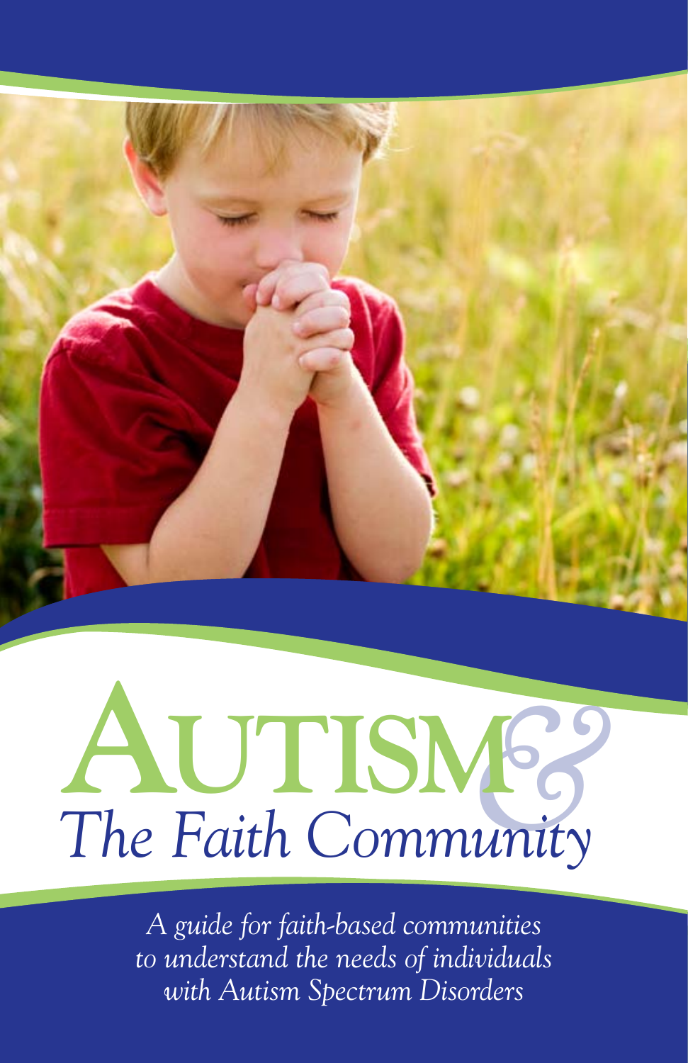# Autism & The Faith Community

*A guide for faith-based communities to understand the needs of individuals with Autism Spectrum Disorders*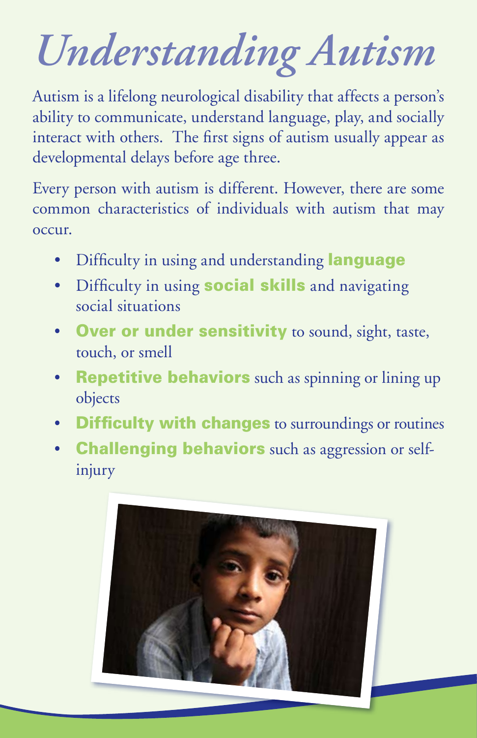# *Understanding Autism*

Autism is a lifelong neurological disability that affects a person's ability to communicate, understand language, play, and socially interact with others. The first signs of autism usually appear as developmental delays before age three.

Every person with autism is different. However, there are some common characteristics of individuals with autism that may occur.

- Difficulty in using and understanding **language**
- Difficulty in using **social skills** and navigating social situations
- **Over or under sensitivity** to sound, sight, taste, touch, or smell
- **Repetitive behaviors** such as spinning or lining up objects
- **Difficulty with changes** to surroundings or routines
- **Challenging behaviors** such as aggression or self-injury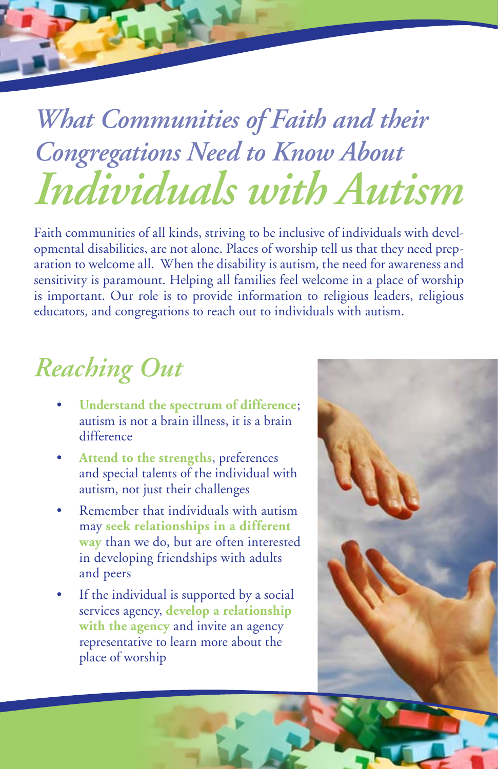# *What Communities of Faith and their Congregations Need to Know About Individuals with Autism*

Faith communities of all kinds, striving to be inclusive of individuals with developmental disabilities, are not alone. Places of worship tell us that they need preparation to welcome all. When the disability is autism, the need for awareness and sensitivity is paramount. Helping all families feel welcome in a place of worship is important. Our role is to provide information to religious leaders, religious educators, and congregations to reach out to individuals with autism.

## *Reaching Out*

- **Understand the spectrum of difference**; autism is not a brain illness, it is a brain difference
- **Attend to the strengths**, preferences and special talents of the individual with autism, not just their challenges
- Remember that individuals with autism may **seek relationships in a different way** than we do, but are often interested in developing friendships with adults and peers
- If the individual is supported by a social services agency, **develop a relationship with the agency** and invite an agency representative to learn more about the place of worship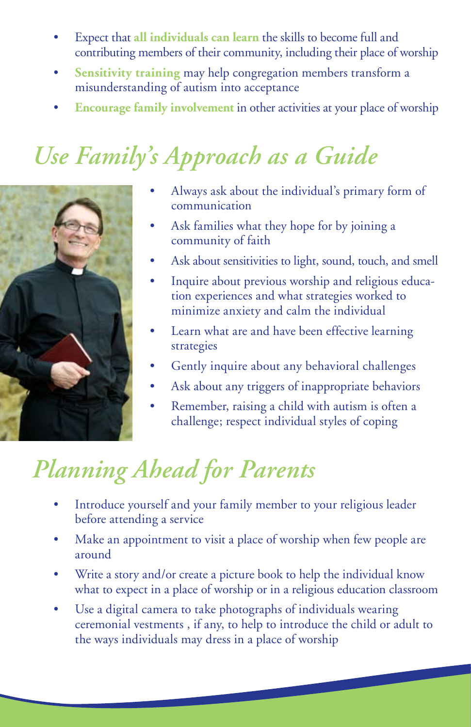- Expect that **all individuals can learn** the skills to become full and contributing members of their community, including their place of worship
- **Sensitivity training** may help congregation members transform a misunderstanding of autism into acceptance
- **Encourage family involvement** in other activities at your place of worship

## *Use Family's Approach as a Guide*

- Always ask about the individual's primary form of communication
- Ask families what they hope for by joining a community of faith
- Ask about sensitivities to light, sound, touch, and smell
- Inquire about previous worship and religious education experiences and what strategies worked to minimize anxiety and calm the individual
- Learn what are and have been effective learning strategies
- Gently inquire about any behavioral challenges
- Ask about any triggers of inappropriate behaviors
- Remember, raising a child with autism is often a challenge; respect individual styles of coping

## *Planning Ahead for Parents*

- Introduce yourself and your family member to your religious leader before attending a service
- Make an appointment to visit a place of worship when few people are around
- Write a story and/or create a picture book to help the individual know what to expect in a place of worship or in a religious education classroom
- Use a digital camera to take photographs of individuals wearing ceremonial vestments , if any, to help to introduce the child or adult to the ways individuals may dress in a place of worship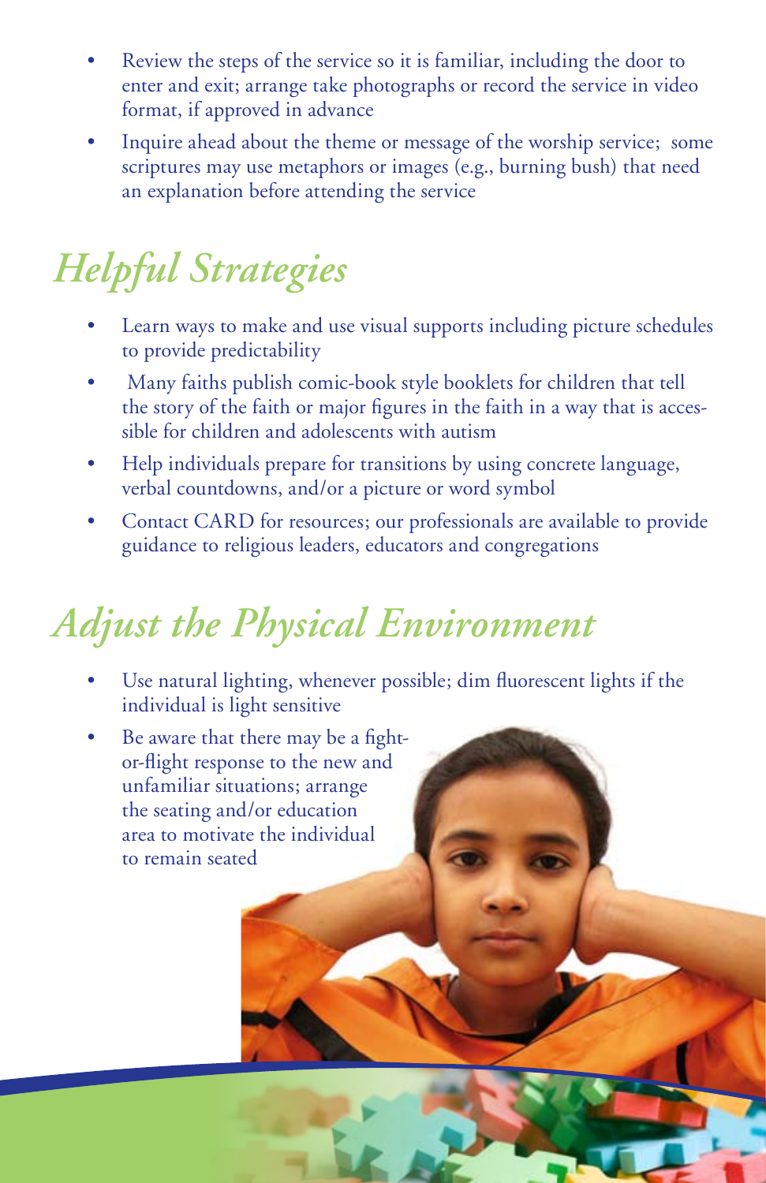- Review the steps of the service so it is familiar, including the door to enter and exit; arrange take photographs or record the service in video format, if approved in advance
- Inquire ahead about the theme or message of the worship service; some scriptures may use metaphors or images (e.g., burning bush) that need an explanation before attending the service

## *Helpful Strategies*

- Learn ways to make and use visual supports including picture schedules to provide predictability
- Many faiths publish comic-book style booklets for children that tell the story of the faith or major figures in the faith in a way that is accessible for children and adolescents with autism
- Help individuals prepare for transitions by using concrete language, verbal countdowns, and/or a picture or word symbol
- Contact CARD for resources; our professionals are available to provide guidance to religious leaders, educators and congregations

## *Adjust the Physical Environment*

- Use natural lighting, whenever possible; dim fluorescent lights if the individual is light sensitive
- Be aware that there may be a fight-or-flight response to the new and unfamiliar situations; arrange the seating and/or education area to motivate the individual to remain seated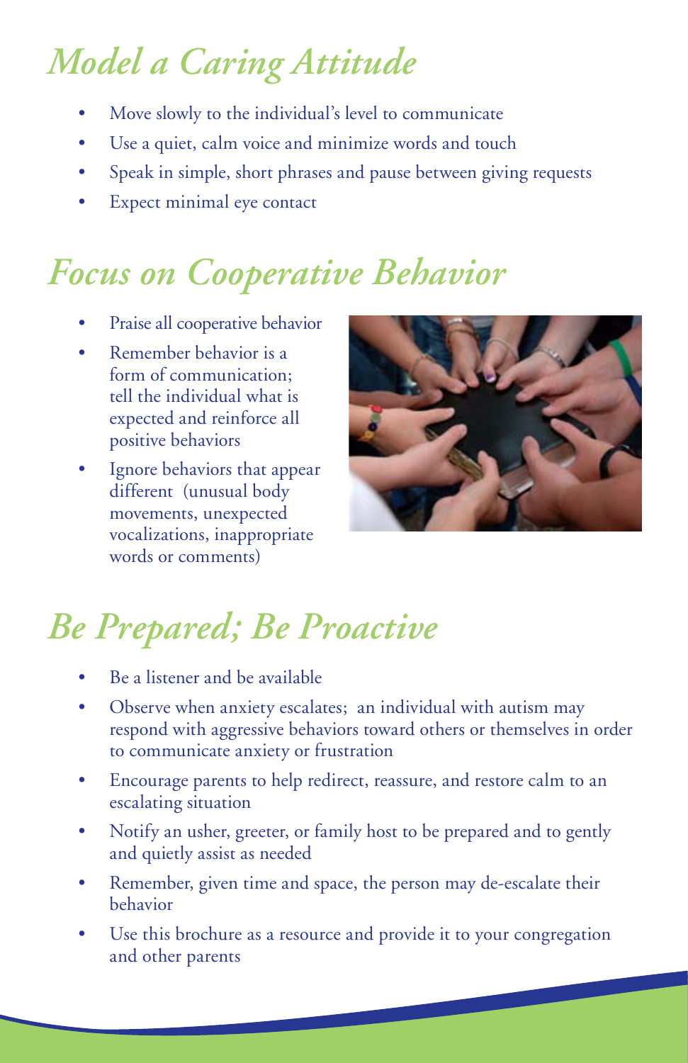## *Model a Caring Attitude*

- Move slowly to the individual's level to communicate
- Use a quiet, calm voice and minimize words and touch
- Speak in simple, short phrases and pause between giving requests
- Expect minimal eye contact

## *Focus on Cooperative Behavior*

- Praise all cooperative behavior
- Remember behavior is a form of communication; tell the individual what is expected and reinforce all positive behaviors
- Ignore behaviors that appear different (unusual body movements, unexpected vocalizations, inappropriate words or comments)

## *Be Prepared; Be Proactive*

- Be a listener and be available
- Observe when anxiety escalates; an individual with autism may respond with aggressive behaviors toward others or themselves in order to communicate anxiety or frustration
- Encourage parents to help redirect, reassure, and restore calm to an escalating situation
- Notify an usher, greeter, or family host to be prepared and to gently and quietly assist as needed
- Remember, given time and space, the person may de-escalate their behavior
- Use this brochure as a resource and provide it to your congregation and other parents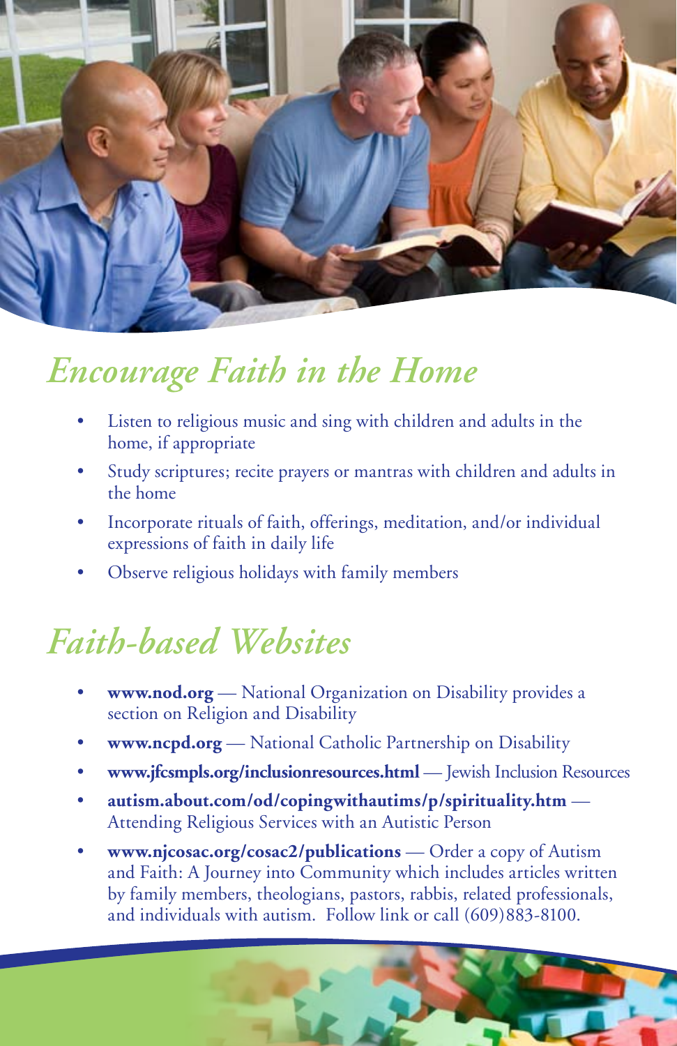## *Encourage Faith in the Home*

- Listen to religious music and sing with children and adults in the home, if appropriate
- Study scriptures; recite prayers or mantras with children and adults in the home
- Incorporate rituals of faith, offerings, meditation, and/or individual expressions of faith in daily life
- Observe religious holidays with family members

## *Faith-based Websites*

- **www.nod.org** — National Organization on Disability provides a section on Religion and Disability
- **www.ncpd.org** — National Catholic Partnership on Disability
- **www.jfcsmpls.org/inclusionresources.html** — Jewish Inclusion Resources
- **autism.about.com/od/copingwithautims/p/spirituality.htm** — Attending Religious Services with an Autistic Person
- **www.njcosac.org/cosac2/publications** — Order a copy of Autism and Faith: A Journey into Community which includes articles written by family members, theologians, pastors, rabbis, related professionals, and individuals with autism. Follow link or call (609)883-8100.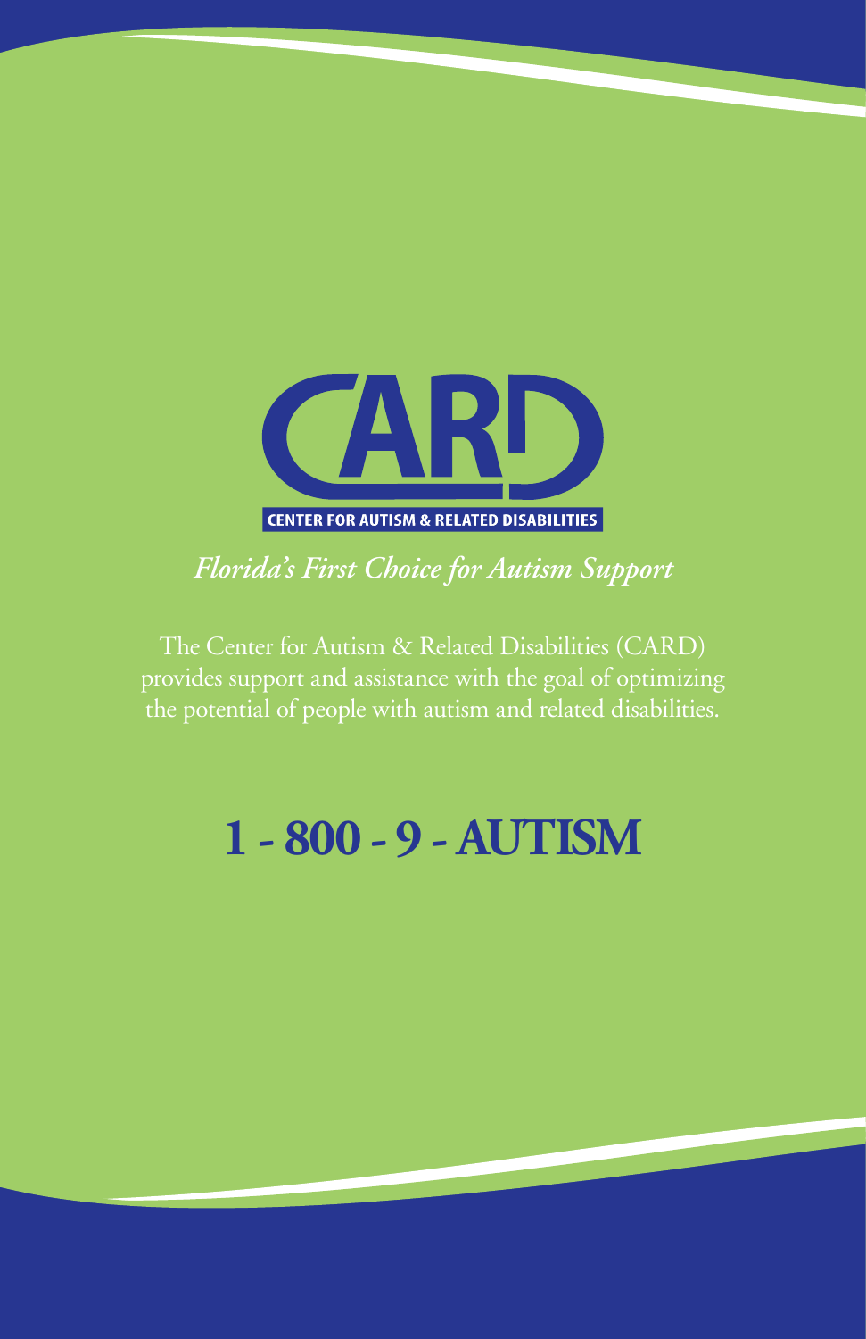# CARD

**CENTER FOR AUTISM & RELATED DISABILITIES**

*Florida's First Choice for Autism Support*

The Center for Autism & Related Disabilities (CARD) provides support and assistance with the goal of optimizing the potential of people with autism and related disabilities.

## 1 - 800 - 9 - AUTISM